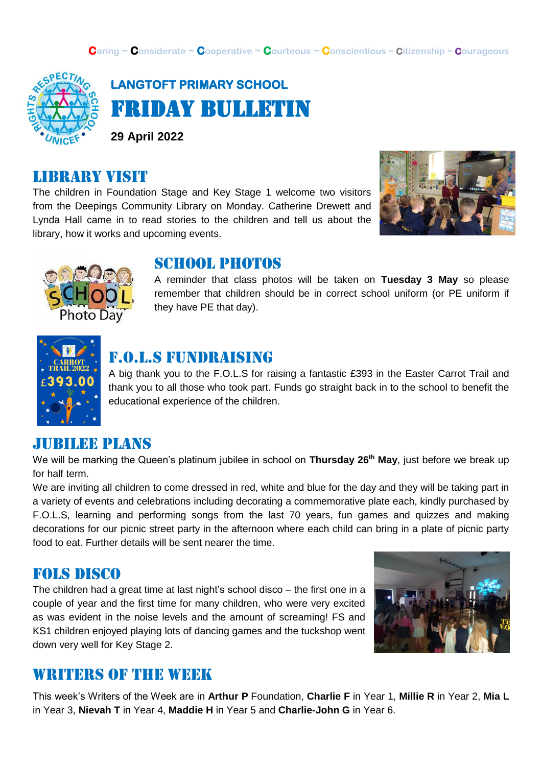Caring ~ Considerate ~ Cooperative ~ Courteous ~ Conscientious ~ Citizenship ~ Courageous

# LANGTOFT PRIMARY SCHOOL

# FRIDAY BULLETIN

**29 April 2022**

## LIBRARY VISIT

The children in Foundation Stage and Key Stage 1 welcome two visitors from the Deepings Community Library on Monday. Catherine Drewett and Lynda Hall came in to read stories to the children and tell us about the library, how it works and upcoming events.

## SCHOOL PHOTOS

A reminder that class photos will be taken on **Tuesday 3 May** so please remember that children should be in correct school uniform (or PE uniform if they have PE that day).

## F.O.L.S FUNDRAISING

A big thank you to the F.O.L.S for raising a fantastic £393 in the Easter Carrot Trail and thank you to all those who took part. Funds go straight back in to the school to benefit the educational experience of the children.

## JUBILEE PLANS

We will be marking the Queen's platinum jubilee in school on **Thursday 26th May**, just before we break up for half term.

We are inviting all children to come dressed in red, white and blue for the day and they will be taking part in a variety of events and celebrations including decorating a commemorative plate each, kindly purchased by F.O.L.S, learning and performing songs from the last 70 years, fun games and quizzes and making decorations for our picnic street party in the afternoon where each child can bring in a plate of picnic party food to eat. Further details will be sent nearer the time.

## FOLS DISCO

The children had a great time at last night's school disco – the first one in a couple of year and the first time for many children, who were very excited as was evident in the noise levels and the amount of screaming! FS and KS1 children enjoyed playing lots of dancing games and the tuckshop went down very well for Key Stage 2.

## WRITERS OF THE WEEK

This week's Writers of the Week are in **Arthur P** Foundation, **Charlie F** in Year 1, **Millie R** in Year 2, **Mia L** in Year 3, **Nievah T** in Year 4, **Maddie H** in Year 5 and **Charlie-John G** in Year 6.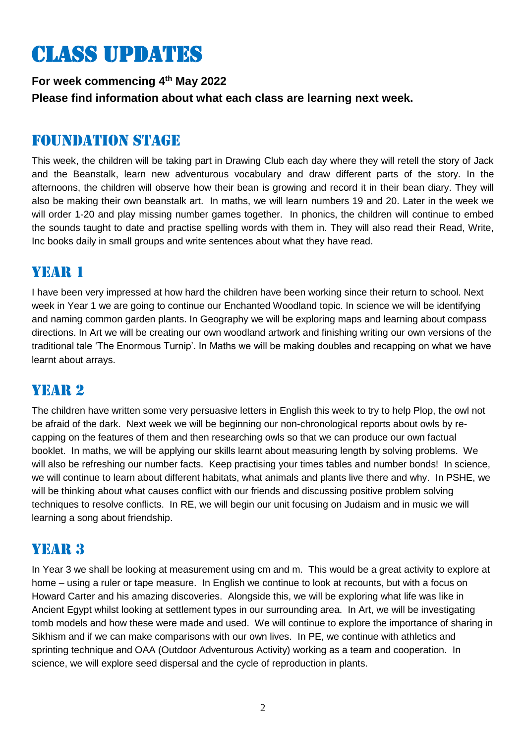# CLASS UPDATES

**For week commencing 4th May 2022**

**Please find information about what each class are learning next week.**

## FOUNDATION STAGE

This week, the children will be taking part in Drawing Club each day where they will retell the story of Jack and the Beanstalk, learn new adventurous vocabulary and draw different parts of the story. In the afternoons, the children will observe how their bean is growing and record it in their bean diary. They will also be making their own beanstalk art. In maths, we will learn numbers 19 and 20. Later in the week we will order 1-20 and play missing number games together. In phonics, the children will continue to embed the sounds taught to date and practise spelling words with them in. They will also read their Read, Write, Inc books daily in small groups and write sentences about what they have read.

## YEAR 1

I have been very impressed at how hard the children have been working since their return to school. Next week in Year 1 we are going to continue our Enchanted Woodland topic. In science we will be identifying and naming common garden plants. In Geography we will be exploring maps and learning about compass directions. In Art we will be creating our own woodland artwork and finishing writing our own versions of the traditional tale 'The Enormous Turnip'. In Maths we will be making doubles and recapping on what we have learnt about arrays.

## YEAR 2

The children have written some very persuasive letters in English this week to try to help Plop, the owl not be afraid of the dark. Next week we will be beginning our non-chronological reports about owls by re-capping on the features of them and then researching owls so that we can produce our own factual booklet. In maths, we will be applying our skills learnt about measuring length by solving problems. We will also be refreshing our number facts. Keep practising your times tables and number bonds! In science, we will continue to learn about different habitats, what animals and plants live there and why. In PSHE, we will be thinking about what causes conflict with our friends and discussing positive problem solving techniques to resolve conflicts. In RE, we will begin our unit focusing on Judaism and in music we will learning a song about friendship.

## YEAR 3

In Year 3 we shall be looking at measurement using cm and m. This would be a great activity to explore at home – using a ruler or tape measure. In English we continue to look at recounts, but with a focus on Howard Carter and his amazing discoveries. Alongside this, we will be exploring what life was like in Ancient Egypt whilst looking at settlement types in our surrounding area. In Art, we will be investigating tomb models and how these were made and used. We will continue to explore the importance of sharing in Sikhism and if we can make comparisons with our own lives. In PE, we continue with athletics and sprinting technique and OAA (Outdoor Adventurous Activity) working as a team and cooperation. In science, we will explore seed dispersal and the cycle of reproduction in plants.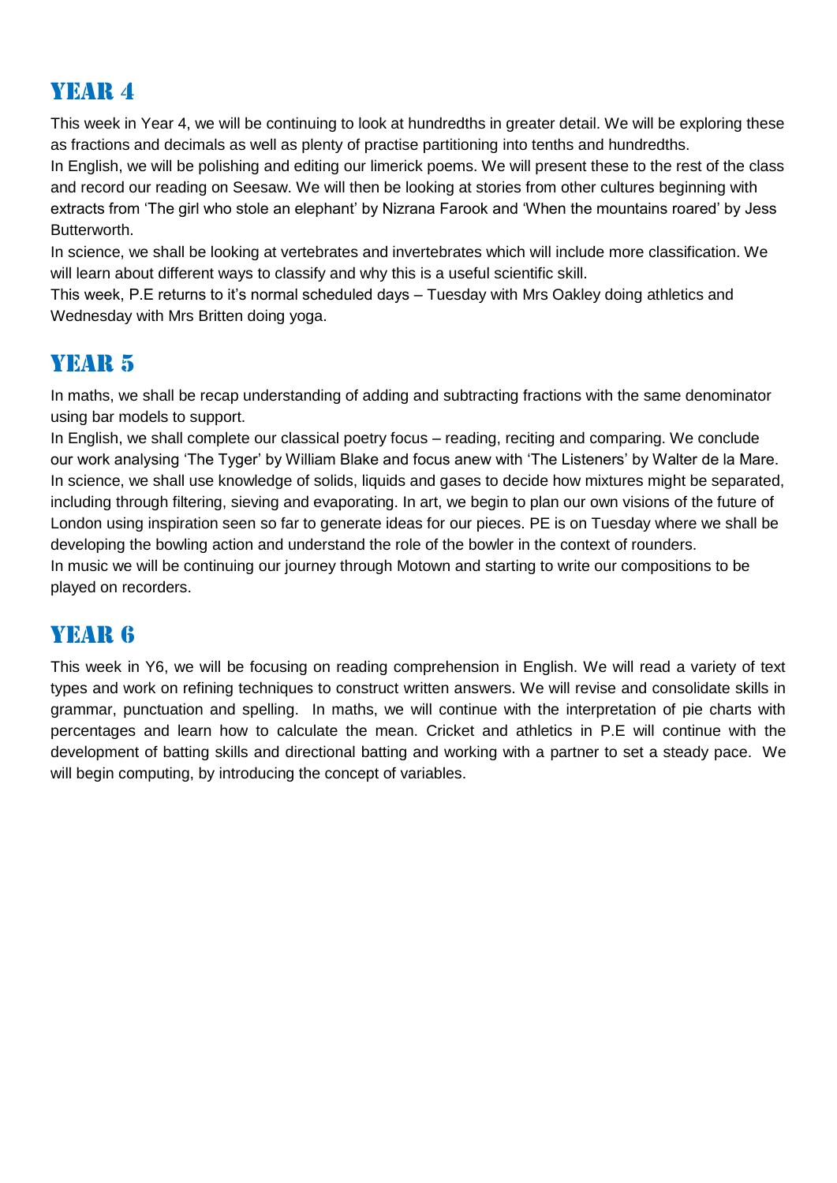## YEAR 4

This week in Year 4, we will be continuing to look at hundredths in greater detail. We will be exploring these as fractions and decimals as well as plenty of practise partitioning into tenths and hundredths.

In English, we will be polishing and editing our limerick poems. We will present these to the rest of the class and record our reading on Seesaw. We will then be looking at stories from other cultures beginning with extracts from 'The girl who stole an elephant' by Nizrana Farook and 'When the mountains roared' by Jess Butterworth.

In science, we shall be looking at vertebrates and invertebrates which will include more classification. We will learn about different ways to classify and why this is a useful scientific skill.

This week, P.E returns to it's normal scheduled days – Tuesday with Mrs Oakley doing athletics and Wednesday with Mrs Britten doing yoga.

## YEAR 5

In maths, we shall be recap understanding of adding and subtracting fractions with the same denominator using bar models to support.

In English, we shall complete our classical poetry focus – reading, reciting and comparing. We conclude our work analysing 'The Tyger' by William Blake and focus anew with 'The Listeners' by Walter de la Mare. In science, we shall use knowledge of solids, liquids and gases to decide how mixtures might be separated, including through filtering, sieving and evaporating. In art, we begin to plan our own visions of the future of London using inspiration seen so far to generate ideas for our pieces. PE is on Tuesday where we shall be developing the bowling action and understand the role of the bowler in the context of rounders.

In music we will be continuing our journey through Motown and starting to write our compositions to be played on recorders.

## YEAR 6

This week in Y6, we will be focusing on reading comprehension in English. We will read a variety of text types and work on refining techniques to construct written answers. We will revise and consolidate skills in grammar, punctuation and spelling. In maths, we will continue with the interpretation of pie charts with percentages and learn how to calculate the mean. Cricket and athletics in P.E will continue with the development of batting skills and directional batting and working with a partner to set a steady pace. We will begin computing, by introducing the concept of variables.